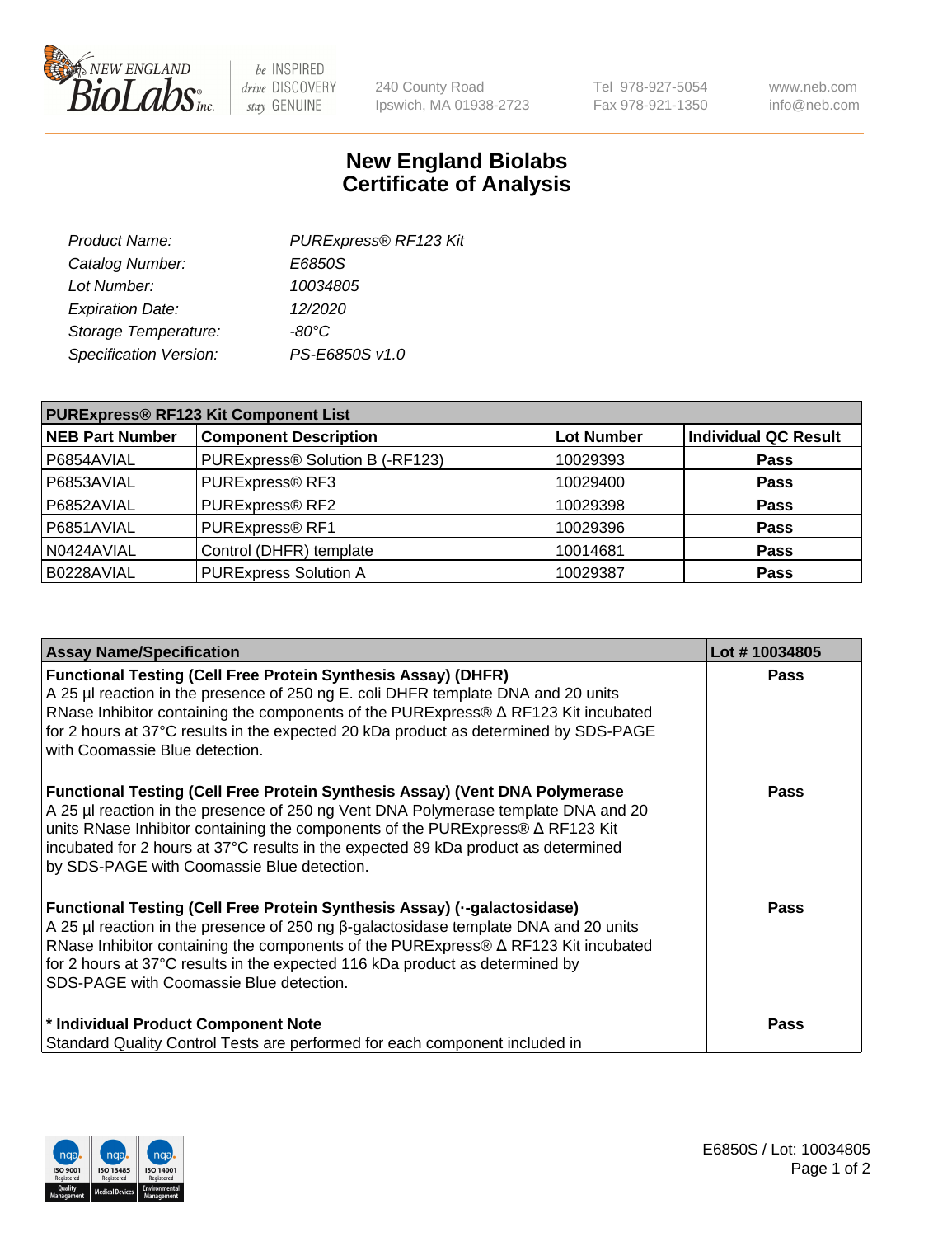# New England Biolabs Certificate of Analysis

| | |
|---|---|
| *Product Name:* | *PURExpress® RF123 Kit* |
| *Catalog Number:* | *E6850S* |
| *Lot Number:* | *10034805* |
| *Expiration Date:* | *12/2020* |
| *Storage Temperature:* | *-80°C* |
| *Specification Version:* | *PS-E6850S v1.0* |

| PURExpress® RF123 Kit Component List | | | |
|---|---|---|---|
| **NEB Part Number** | **Component Description** | **Lot Number** | **Individual QC Result** |
| P6854AVIAL | PURExpress® Solution B (-RF123) | 10029393 | **Pass** |
| P6853AVIAL | PURExpress® RF3 | 10029400 | **Pass** |
| P6852AVIAL | PURExpress® RF2 | 10029398 | **Pass** |
| P6851AVIAL | PURExpress® RF1 | 10029396 | **Pass** |
| N0424AVIAL | Control (DHFR) template | 10014681 | **Pass** |
| B0228AVIAL | PURExpress Solution A | 10029387 | **Pass** |

| Assay Name/Specification | Lot # 10034805 |
|---|---|
| **Functional Testing (Cell Free Protein Synthesis Assay) (DHFR)** A 25 µl reaction in the presence of 250 ng E. coli DHFR template DNA and 20 units RNase Inhibitor containing the components of the PURExpress® Δ RF123 Kit incubated for 2 hours at 37°C results in the expected 20 kDa product as determined by SDS-PAGE with Coomassie Blue detection. | **Pass** |
| **Functional Testing (Cell Free Protein Synthesis Assay) (Vent DNA Polymerase** A 25 µl reaction in the presence of 250 ng Vent DNA Polymerase template DNA and 20 units RNase Inhibitor containing the components of the PURExpress® Δ RF123 Kit incubated for 2 hours at 37°C results in the expected 89 kDa product as determined by SDS-PAGE with Coomassie Blue detection. | **Pass** |
| **Functional Testing (Cell Free Protein Synthesis Assay) (·-galactosidase)** A 25 µl reaction in the presence of 250 ng β-galactosidase template DNA and 20 units RNase Inhibitor containing the components of the PURExpress® Δ RF123 Kit incubated for 2 hours at 37°C results in the expected 116 kDa product as determined by SDS-PAGE with Coomassie Blue detection. | **Pass** |
| **\* Individual Product Component Note** Standard Quality Control Tests are performed for each component included in | **Pass** |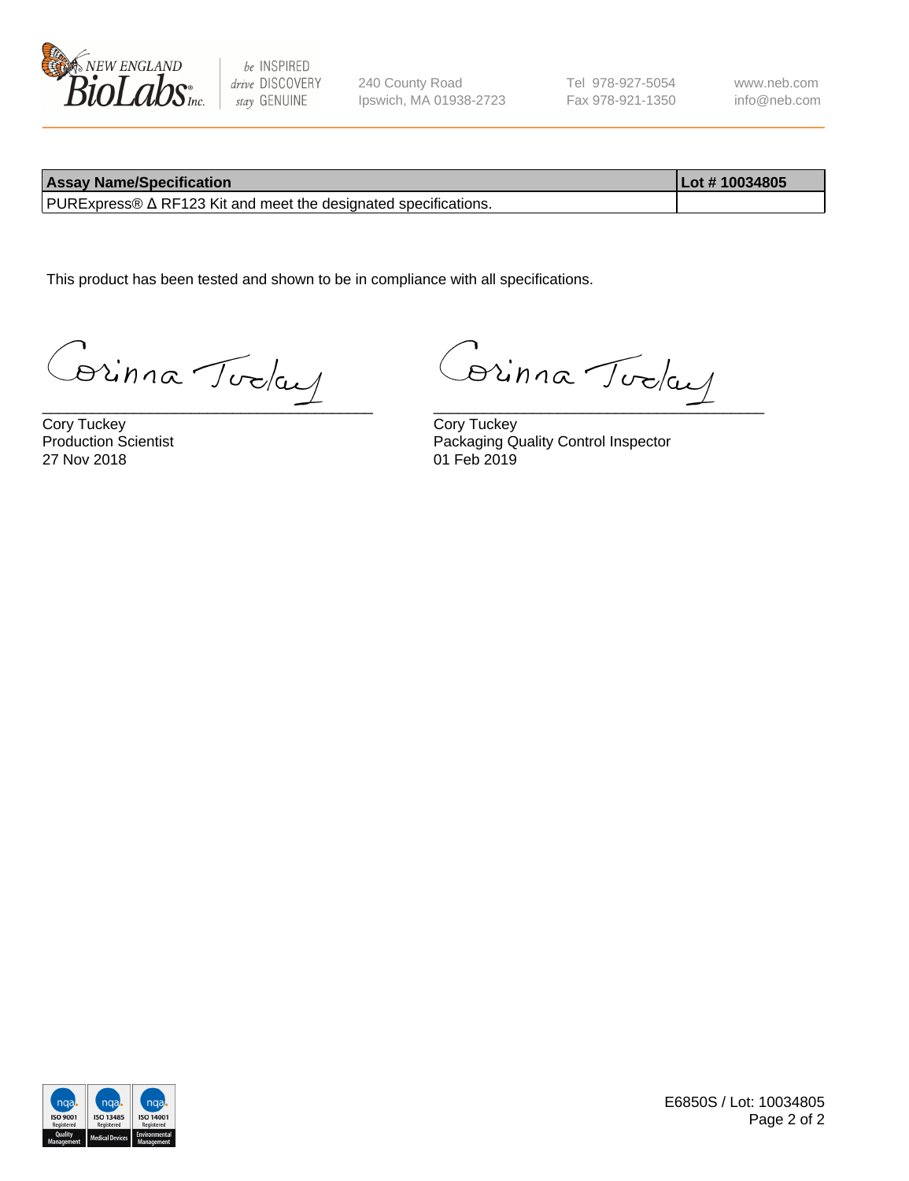| Assay Name/Specification | Lot # 10034805 |
| --- | --- |
| PURExpress® Δ RF123 Kit and meet the designated specifications. | |

This product has been tested and shown to be in compliance with all specifications.

Cory Tuckey
Production Scientist
27 Nov 2018

Cory Tuckey
Packaging Quality Control Inspector
01 Feb 2019

E6850S / Lot: 10034805